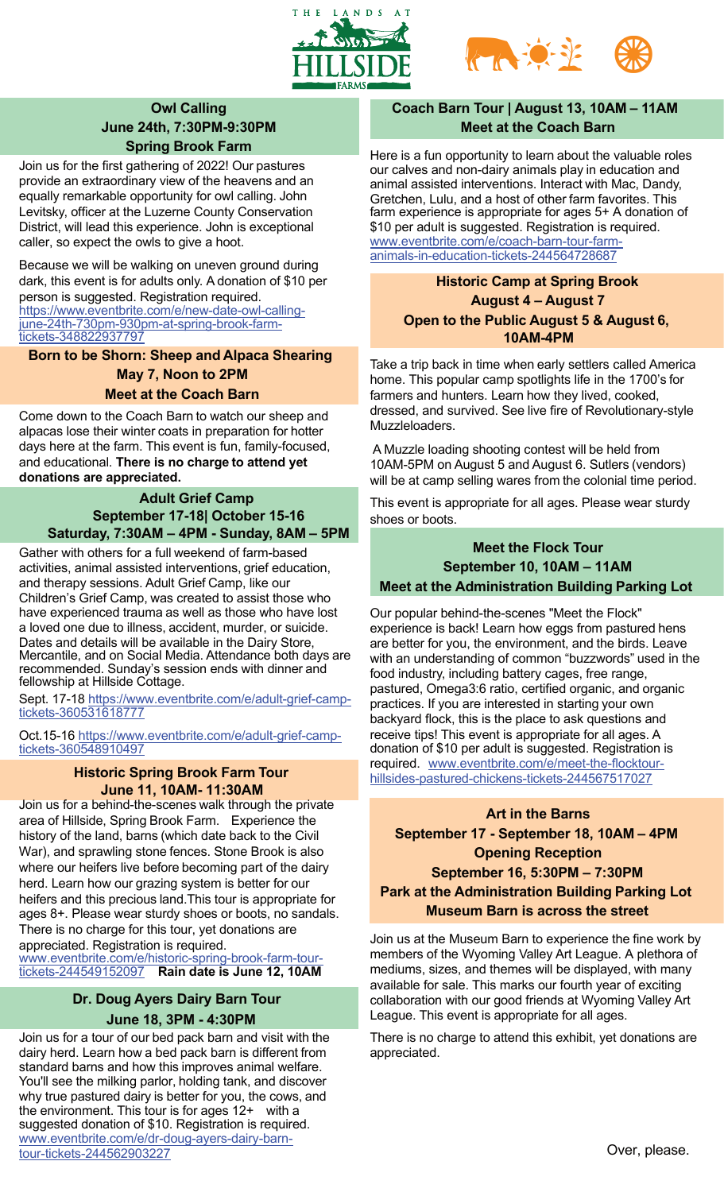THE LANDS AT HILLSIDE FARMS

## Owl Calling
**June 24th, 7:30PM-9:30PM**
**Spring Brook Farm**

Join us for the first gathering of 2022! Our pastures provide an extraordinary view of the heavens and an equally remarkable opportunity for owl calling. John Levitsky, officer at the Luzerne County Conservation District, will lead this experience. John is exceptional caller, so expect the owls to give a hoot.

Because we will be walking on uneven ground during dark, this event is for adults only. A donation of $10 per person is suggested. Registration required. https://www.eventbrite.com/e/new-date-owl-calling-june-24th-730pm-930pm-at-spring-brook-farm-tickets-348822937797

## Born to be Shorn: Sheep and Alpaca Shearing
**May 7, Noon to 2PM**
**Meet at the Coach Barn**

Come down to the Coach Barn to watch our sheep and alpacas lose their winter coats in preparation for hotter days here at the farm. This event is fun, family-focused, and educational. **There is no charge to attend yet donations are appreciated.**

## Adult Grief Camp
**September 17-18| October 15-16**
**Saturday, 7:30AM – 4PM - Sunday, 8AM – 5PM**

Gather with others for a full weekend of farm-based activities, animal assisted interventions, grief education, and therapy sessions. Adult Grief Camp, like our Children's Grief Camp, was created to assist those who have experienced trauma as well as those who have lost a loved one due to illness, accident, murder, or suicide. Dates and details will be available in the Dairy Store, Mercantile, and on Social Media. Attendance both days are recommended. Sunday's session ends with dinner and fellowship at Hillside Cottage.

Sept. 17-18 https://www.eventbrite.com/e/adult-grief-camp-tickets-360531618777

Oct.15-16 https://www.eventbrite.com/e/adult-grief-camp-tickets-360548910497

## Historic Spring Brook Farm Tour
**June 11, 10AM- 11:30AM**

Join us for a behind-the-scenes walk through the private area of Hillside, Spring Brook Farm. Experience the history of the land, barns (which date back to the Civil War), and sprawling stone fences. Stone Brook is also where our heifers live before becoming part of the dairy herd. Learn how our grazing system is better for our heifers and this precious land.This tour is appropriate for ages 8+. Please wear sturdy shoes or boots, no sandals. There is no charge for this tour, yet donations are appreciated. Registration is required. www.eventbrite.com/e/historic-spring-brook-farm-tour-tickets-244549152097 **Rain date is June 12, 10AM**

## Dr. Doug Ayers Dairy Barn Tour
**June 18, 3PM - 4:30PM**

Join us for a tour of our bed pack barn and visit with the dairy herd. Learn how a bed pack barn is different from standard barns and how this improves animal welfare. You'll see the milking parlor, holding tank, and discover why true pastured dairy is better for you, the cows, and the environment. This tour is for ages 12+ with a suggested donation of $10. Registration is required. www.eventbrite.com/e/dr-doug-ayers-dairy-barn-tour-tickets-244562903227

## Coach Barn Tour | August 13, 10AM – 11AM
**Meet at the Coach Barn**

Here is a fun opportunity to learn about the valuable roles our calves and non-dairy animals play in education and animal assisted interventions. Interact with Mac, Dandy, Gretchen, Lulu, and a host of other farm favorites. This farm experience is appropriate for ages 5+ A donation of $10 per adult is suggested. Registration is required. www.eventbrite.com/e/coach-barn-tour-farm-animals-in-education-tickets-244564728687

## Historic Camp at Spring Brook
**August 4 – August 7**
**Open to the Public August 5 & August 6, 10AM-4PM**

Take a trip back in time when early settlers called America home. This popular camp spotlights life in the 1700's for farmers and hunters. Learn how they lived, cooked, dressed, and survived. See live fire of Revolutionary-style Muzzleloaders.

A Muzzle loading shooting contest will be held from 10AM-5PM on August 5 and August 6. Sutlers (vendors) will be at camp selling wares from the colonial time period.

This event is appropriate for all ages. Please wear sturdy shoes or boots.

## Meet the Flock Tour
**September 10, 10AM – 11AM**
**Meet at the Administration Building Parking Lot**

Our popular behind-the-scenes "Meet the Flock" experience is back! Learn how eggs from pastured hens are better for you, the environment, and the birds. Leave with an understanding of common "buzzwords" used in the food industry, including battery cages, free range, pastured, Omega3:6 ratio, certified organic, and organic practices. If you are interested in starting your own backyard flock, this is the place to ask questions and receive tips! This event is appropriate for all ages. A donation of $10 per adult is suggested. Registration is required. www.eventbrite.com/e/meet-the-flocktour-hillsides-pastured-chickens-tickets-244567517027

## Art in the Barns
**September 17 - September 18, 10AM – 4PM**
**Opening Reception**
**September 16, 5:30PM – 7:30PM**
**Park at the Administration Building Parking Lot**
**Museum Barn is across the street**

Join us at the Museum Barn to experience the fine work by members of the Wyoming Valley Art League. A plethora of mediums, sizes, and themes will be displayed, with many available for sale. This marks our fourth year of exciting collaboration with our good friends at Wyoming Valley Art League. This event is appropriate for all ages.

There is no charge to attend this exhibit, yet donations are appreciated.

Over, please.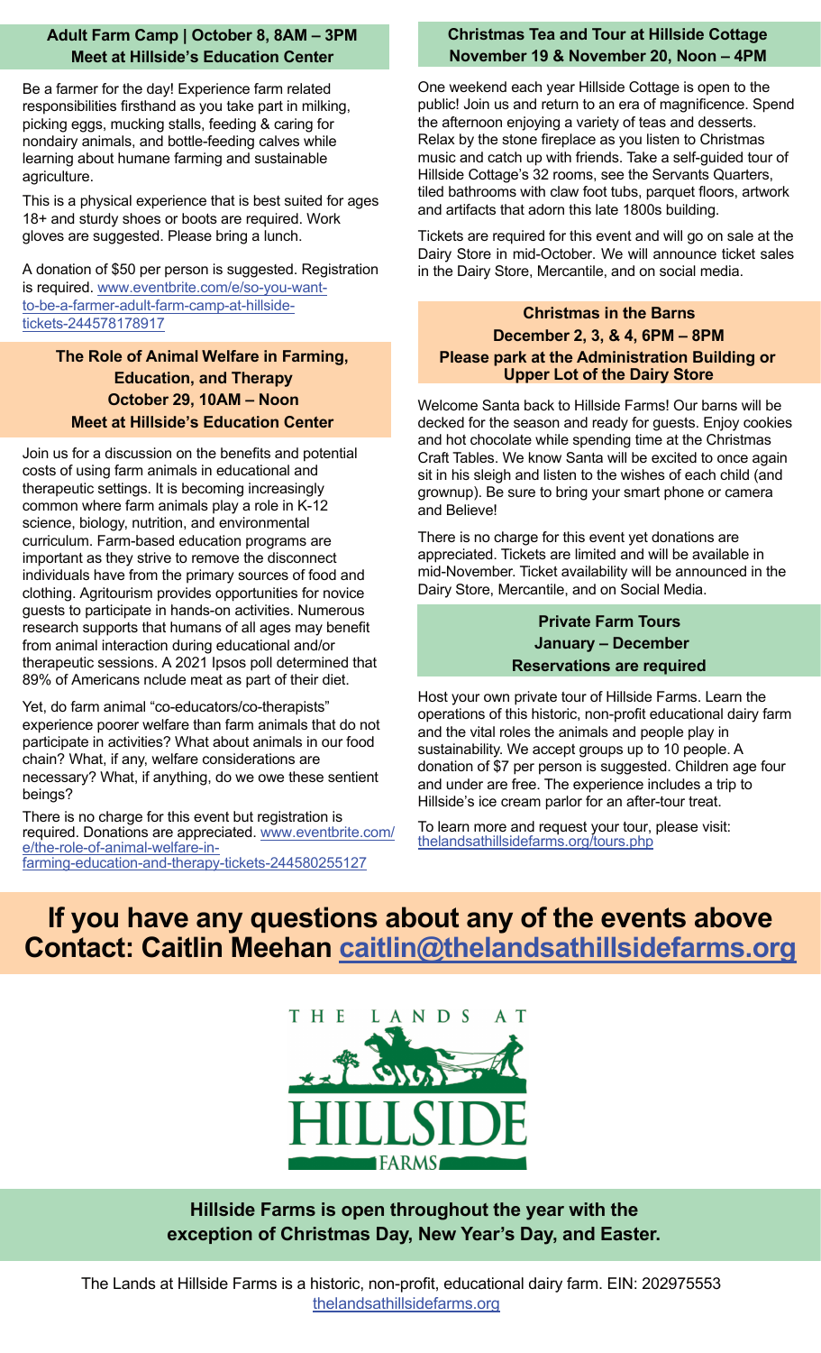### Adult Farm Camp | October 8, 8AM – 3PM
### Meet at Hillside's Education Center

Be a farmer for the day! Experience farm related responsibilities firsthand as you take part in milking, picking eggs, mucking stalls, feeding & caring for nondairy animals, and bottle-feeding calves while learning about humane farming and sustainable agriculture.

This is a physical experience that is best suited for ages 18+ and sturdy shoes or boots are required. Work gloves are suggested. Please bring a lunch.

A donation of $50 per person is suggested. Registration is required. www.eventbrite.com/e/so-you-want-to-be-a-farmer-adult-farm-camp-at-hillside-tickets-244578178917

### The Role of Animal Welfare in Farming, Education, and Therapy
### October 29, 10AM – Noon
### Meet at Hillside's Education Center

Join us for a discussion on the benefits and potential costs of using farm animals in educational and therapeutic settings. It is becoming increasingly common where farm animals play a role in K-12 science, biology, nutrition, and environmental curriculum. Farm-based education programs are important as they strive to remove the disconnect individuals have from the primary sources of food and clothing. Agritourism provides opportunities for novice guests to participate in hands-on activities. Numerous research supports that humans of all ages may benefit from animal interaction during educational and/or therapeutic sessions. A 2021 Ipsos poll determined that 89% of Americans nclude meat as part of their diet.

Yet, do farm animal "co-educators/co-therapists" experience poorer welfare than farm animals that do not participate in activities? What about animals in our food chain? What, if any, welfare considerations are necessary? What, if anything, do we owe these sentient beings?

There is no charge for this event but registration is required. Donations are appreciated. www.eventbrite.com/e/the-role-of-animal-welfare-in-farming-education-and-therapy-tickets-244580255127

### Christmas Tea and Tour at Hillside Cottage
### November 19 & November 20, Noon – 4PM

One weekend each year Hillside Cottage is open to the public! Join us and return to an era of magnificence. Spend the afternoon enjoying a variety of teas and desserts. Relax by the stone fireplace as you listen to Christmas music and catch up with friends. Take a self-guided tour of Hillside Cottage's 32 rooms, see the Servants Quarters, tiled bathrooms with claw foot tubs, parquet floors, artwork and artifacts that adorn this late 1800s building.

Tickets are required for this event and will go on sale at the Dairy Store in mid-October. We will announce ticket sales in the Dairy Store, Mercantile, and on social media.

### Christmas in the Barns
### December 2, 3, & 4, 6PM – 8PM
### Please park at the Administration Building or Upper Lot of the Dairy Store

Welcome Santa back to Hillside Farms! Our barns will be decked for the season and ready for guests. Enjoy cookies and hot chocolate while spending time at the Christmas Craft Tables. We know Santa will be excited to once again sit in his sleigh and listen to the wishes of each child (and grownup). Be sure to bring your smart phone or camera and Believe!

There is no charge for this event yet donations are appreciated. Tickets are limited and will be available in mid-November. Ticket availability will be announced in the Dairy Store, Mercantile, and on Social Media.

### Private Farm Tours
### January – December
### Reservations are required

Host your own private tour of Hillside Farms. Learn the operations of this historic, non-profit educational dairy farm and the vital roles the animals and people play in sustainability. We accept groups up to 10 people. A donation of $7 per person is suggested. Children age four and under are free. The experience includes a trip to Hillside's ice cream parlor for an after-tour treat.

To learn more and request your tour, please visit: thelandsathillsidefarms.org/tours.php

## If you have any questions about any of the events above Contact: Caitlin Meehan caitlin@thelandsathillsidefarms.org

THE LANDS AT HILLSIDE FARMS

**Hillside Farms is open throughout the year with the exception of Christmas Day, New Year's Day, and Easter.**

The Lands at Hillside Farms is a historic, non-profit, educational dairy farm. EIN: 202975553
thelandsathillsidefarms.org